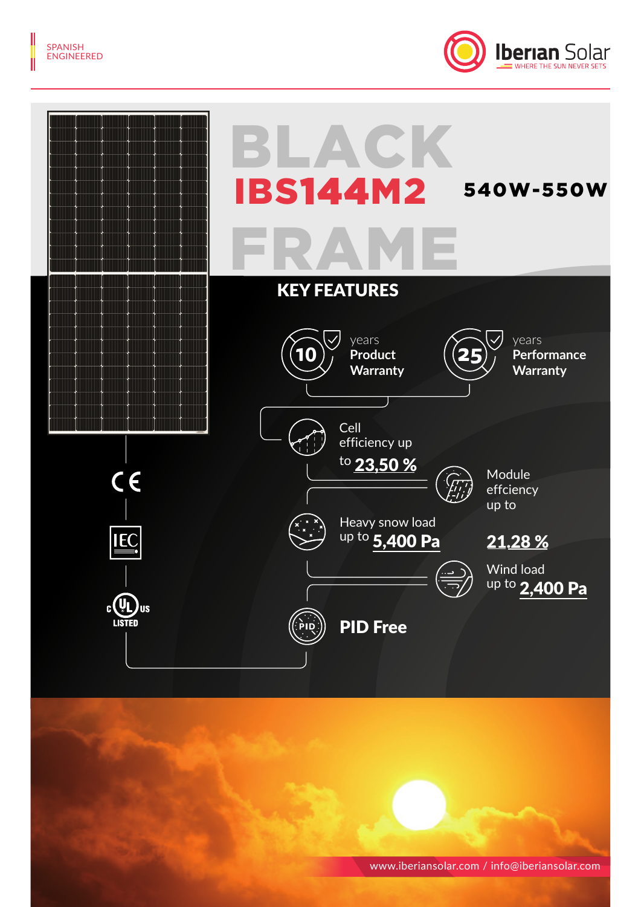SPANISH ENGINEERED

Iberian Solar
WHERE THE SUN NEVER SETS

# BLACK IBS144M2 FRAME

## 540W-550W

## KEY FEATURES

- 10 years Product Warranty
- 25 years Performance Warranty
- Cell efficiency up to **23,50 %**
- Module effciency up to **21,28 %**
- Heavy snow load up to **5,400 Pa**
- Wind load up to **2,400 Pa**
- **PID Free**

CE

IEC

c UL us LISTED

www.iberiansolar.com / info@iberiansolar.com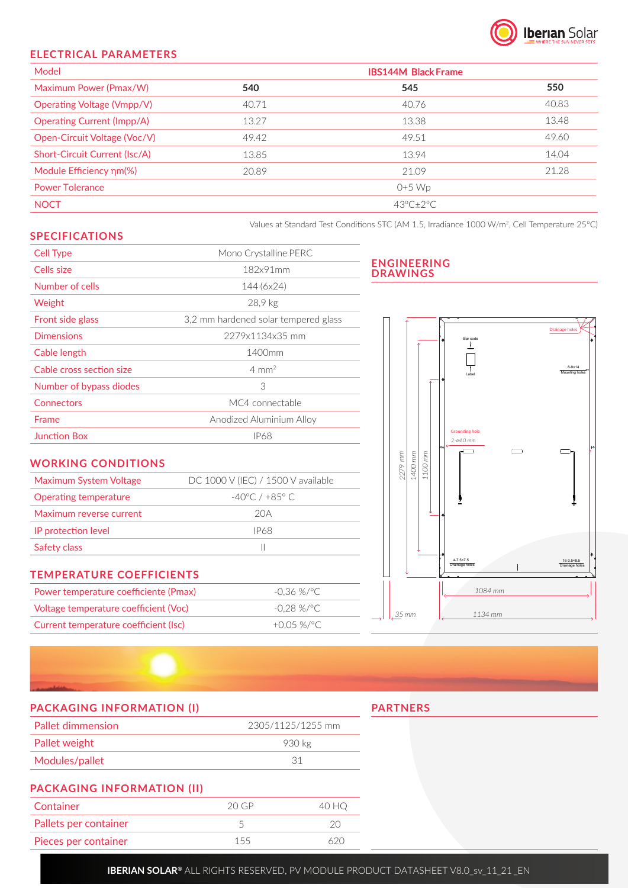## ELECTRICAL PARAMETERS

| Model | IBS144M Black Frame | | |
|---|---|---|---|
| Maximum Power (Pmax/W) | **540** | **545** | **550** |
| Operating Voltage (Vmpp/V) | 40.71 | 40.76 | 40.83 |
| Operating Current (Impp/A) | 13.27 | 13.38 | 13.48 |
| Open-Circuit Voltage (Voc/V) | 49.42 | 49.51 | 49.60 |
| Short-Circuit Current (Isc/A) | 13.85 | 13.94 | 14.04 |
| Module Efficiency ηm(%) | 20.89 | 21.09 | 21.28 |
| Power Tolerance | | 0+5 Wp | |
| NOCT | | 43°C±2°C | |

Values at Standard Test Conditions STC (AM 1.5, Irradiance 1000 W/m$^2$, Cell Temperature 25°C)

## SPECIFICATIONS

| | |
|---|---|
| Cell Type | Mono Crystalline PERC |
| Cells size | 182x91mm |
| Number of cells | 144 (6x24) |
| Weight | 28,9 kg |
| Front side glass | 3,2 mm hardened solar tempered glass |
| Dimensions | 2279x1134x35 mm |
| Cable length | 1400mm |
| Cable cross section size | 4 mm$^2$ |
| Number of bypass diodes | 3 |
| Connectors | MC4 connectable |
| Frame | Anodized Aluminium Alloy |
| Junction Box | IP68 |

## WORKING CONDITIONS

| | |
|---|---|
| Maximum System Voltage | DC 1000 V (IEC) / 1500 V available |
| Operating temperature | -40°C / +85° C |
| Maximum reverse current | 20A |
| IP protection level | IP68 |
| Safety class | II |

## TEMPERATURE COEFFICIENTS

| | |
|---|---|
| Power temperature coefficiente (Pmax) | -0,36 %/°C |
| Voltage temperature coefficient (Voc) | -0,28 %/°C |
| Current temperature coefficient (Isc) | +0,05 %/°C |

## ENGINEERING DRAWINGS

Drainage holes
Bar code
Label
8-9x14
Mounting holes
Grounding hole
2-ø4.0 mm
2279 mm
1400 mm
1100 mm
4-7.5x7.5
Drainage holes
16-3.5x8.5
Drainage holes
1084 mm
35 mm
1134 mm

## PACKAGING INFORMATION (I)

| | |
|---|---|
| Pallet dimmension | 2305/1125/1255 mm |
| Pallet weight | 930 kg |
| Modules/pallet | 31 |

## PACKAGING INFORMATION (II)

| Container | 20 GP | 40 HQ |
|---|---|---|
| Pallets per container | 5 | 20 |
| Pieces per container | 155 | 620 |

## PARTNERS

**IBERIAN SOLAR®** ALL RIGHTS RESERVED, PV MODULE PRODUCT DATASHEET V8.0_sv_11_21 _EN